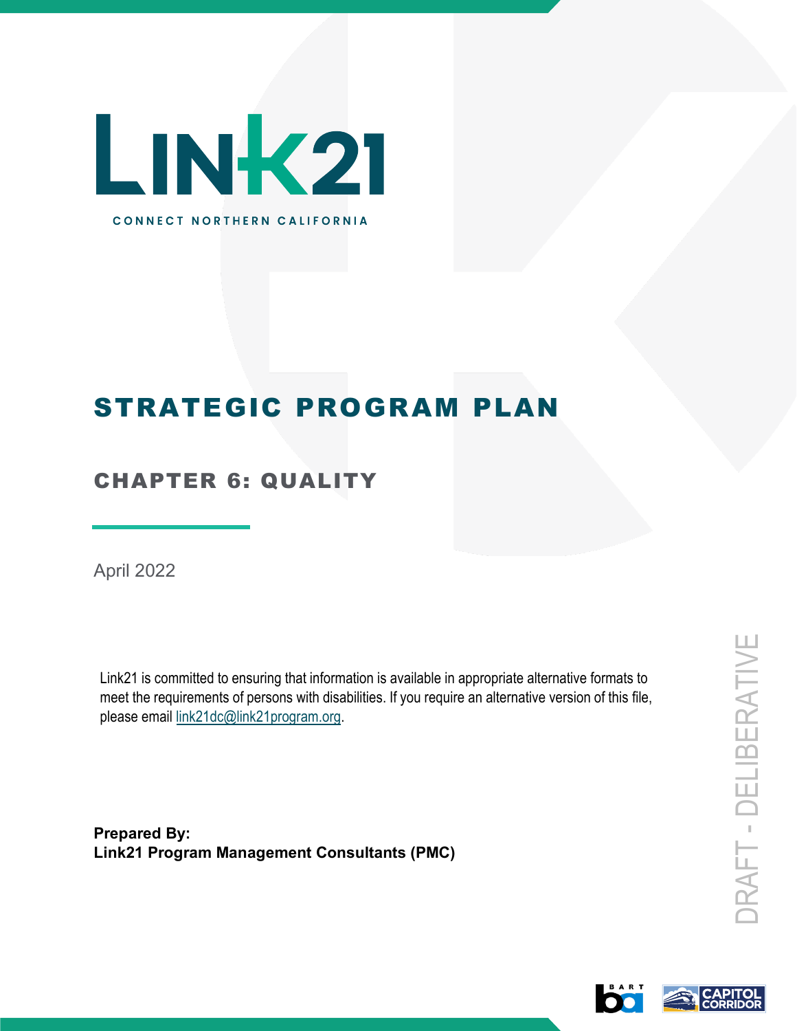# LINK21

CONNECT NORTHERN CALIFORNIA

# STRATEGIC PROGRAM PLAN

## CHAPTER 6: QUALITY

April 2022

Link21 is committed to ensuring that information is available in appropriate alternative formats to meet the requirements of persons with disabilities. If you require an alternative version of this file, please email link21dc@link21program.org.

**Prepared By:**
**Link21 Program Management Consultants (PMC)**

DRAFT - DELIBERATIVE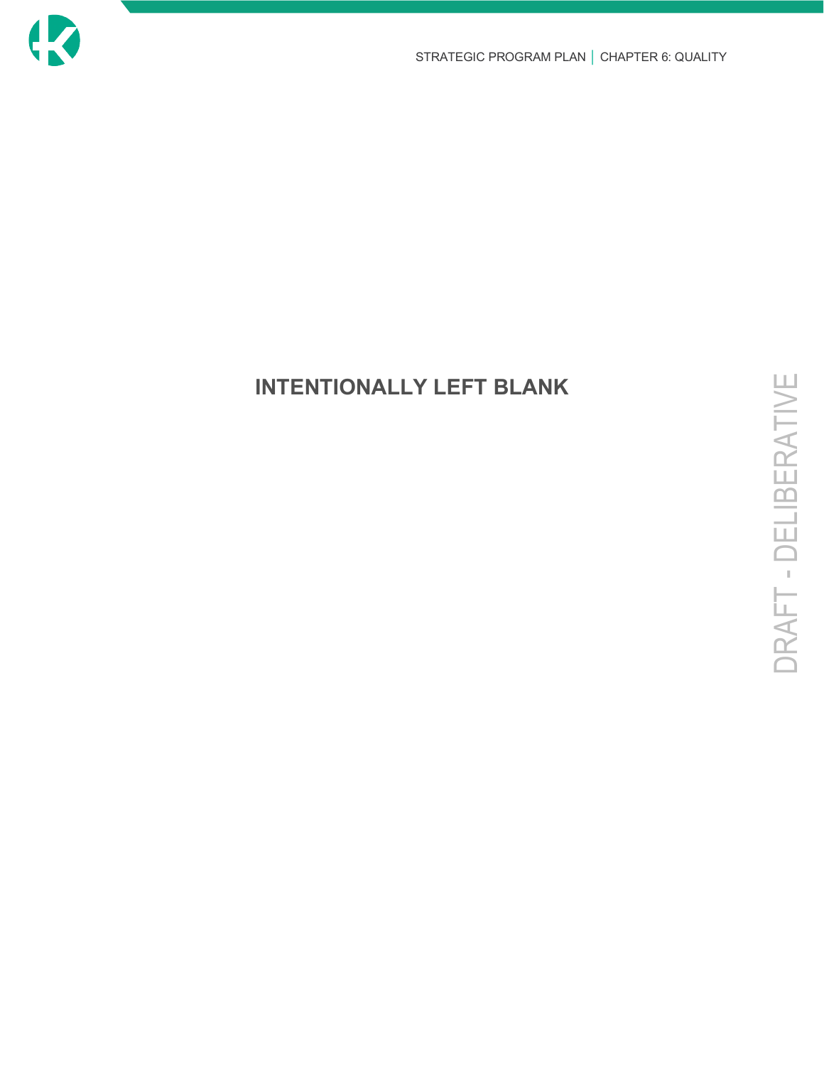**INTENTIONALLY LEFT BLANK**

DRAFT - DELIBERATIVE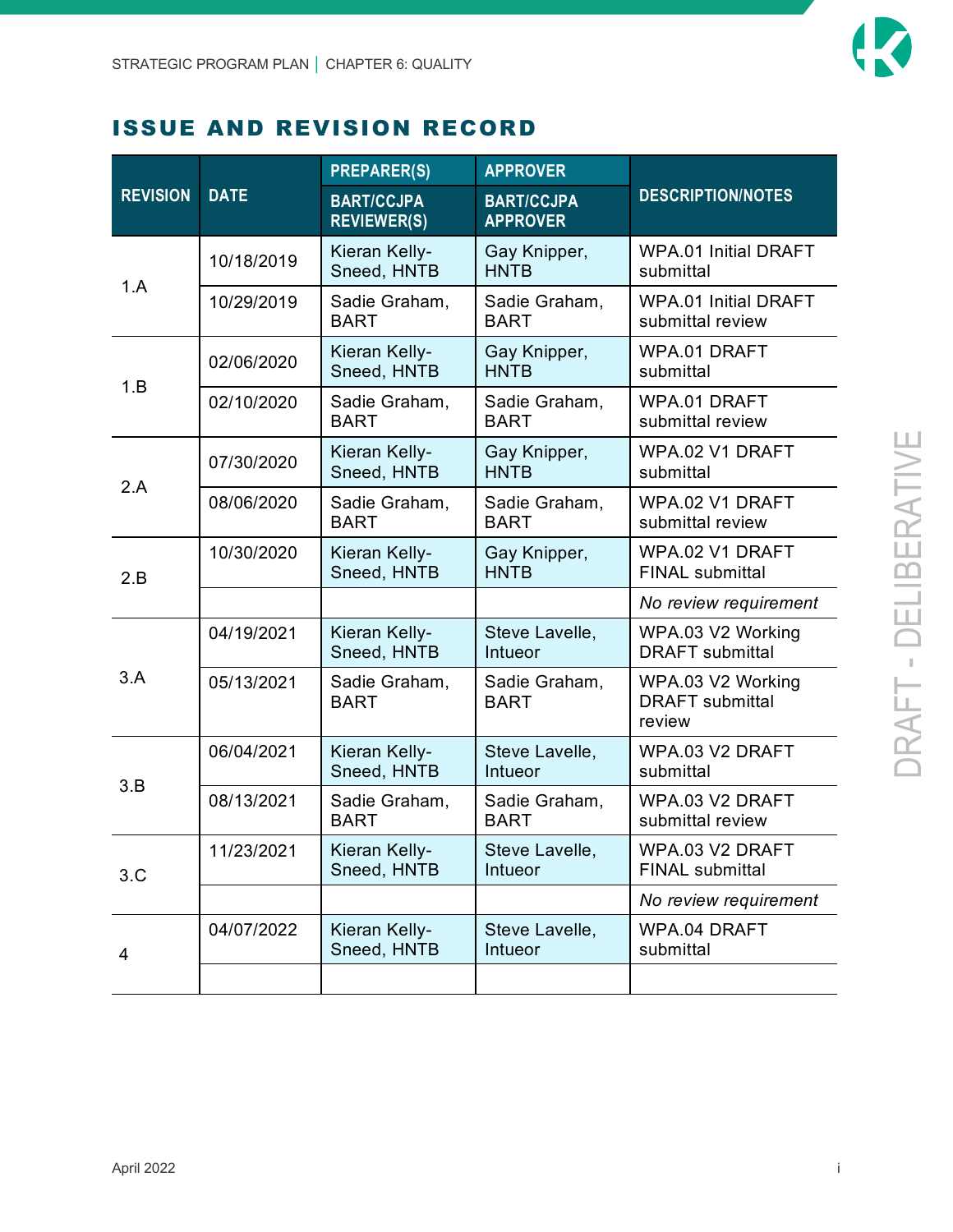## ISSUE AND REVISION RECORD

| REVISION | DATE | PREPARER(S) / BART/CCJPA REVIEWER(S) | APPROVER / BART/CCJPA APPROVER | DESCRIPTION/NOTES |
|---|---|---|---|---|
| 1.A | 10/18/2019 | Kieran Kelly-Sneed, HNTB | Gay Knipper, HNTB | WPA.01 Initial DRAFT submittal |
| | 10/29/2019 | Sadie Graham, BART | Sadie Graham, BART | WPA.01 Initial DRAFT submittal review |
| 1.B | 02/06/2020 | Kieran Kelly-Sneed, HNTB | Gay Knipper, HNTB | WPA.01 DRAFT submittal |
| | 02/10/2020 | Sadie Graham, BART | Sadie Graham, BART | WPA.01 DRAFT submittal review |
| 2.A | 07/30/2020 | Kieran Kelly-Sneed, HNTB | Gay Knipper, HNTB | WPA.02 V1 DRAFT submittal |
| | 08/06/2020 | Sadie Graham, BART | Sadie Graham, BART | WPA.02 V1 DRAFT submittal review |
| 2.B | 10/30/2020 | Kieran Kelly-Sneed, HNTB | Gay Knipper, HNTB | WPA.02 V1 DRAFT FINAL submittal |
| | | | | *No review requirement* |
| 3.A | 04/19/2021 | Kieran Kelly-Sneed, HNTB | Steve Lavelle, Intueor | WPA.03 V2 Working DRAFT submittal |
| | 05/13/2021 | Sadie Graham, BART | Sadie Graham, BART | WPA.03 V2 Working DRAFT submittal review |
| 3.B | 06/04/2021 | Kieran Kelly-Sneed, HNTB | Steve Lavelle, Intueor | WPA.03 V2 DRAFT submittal |
| | 08/13/2021 | Sadie Graham, BART | Sadie Graham, BART | WPA.03 V2 DRAFT submittal review |
| 3.C | 11/23/2021 | Kieran Kelly-Sneed, HNTB | Steve Lavelle, Intueor | WPA.03 V2 DRAFT FINAL submittal |
| | | | | *No review requirement* |
| 4 | 04/07/2022 | Kieran Kelly-Sneed, HNTB | Steve Lavelle, Intueor | WPA.04 DRAFT submittal |
| | | | | |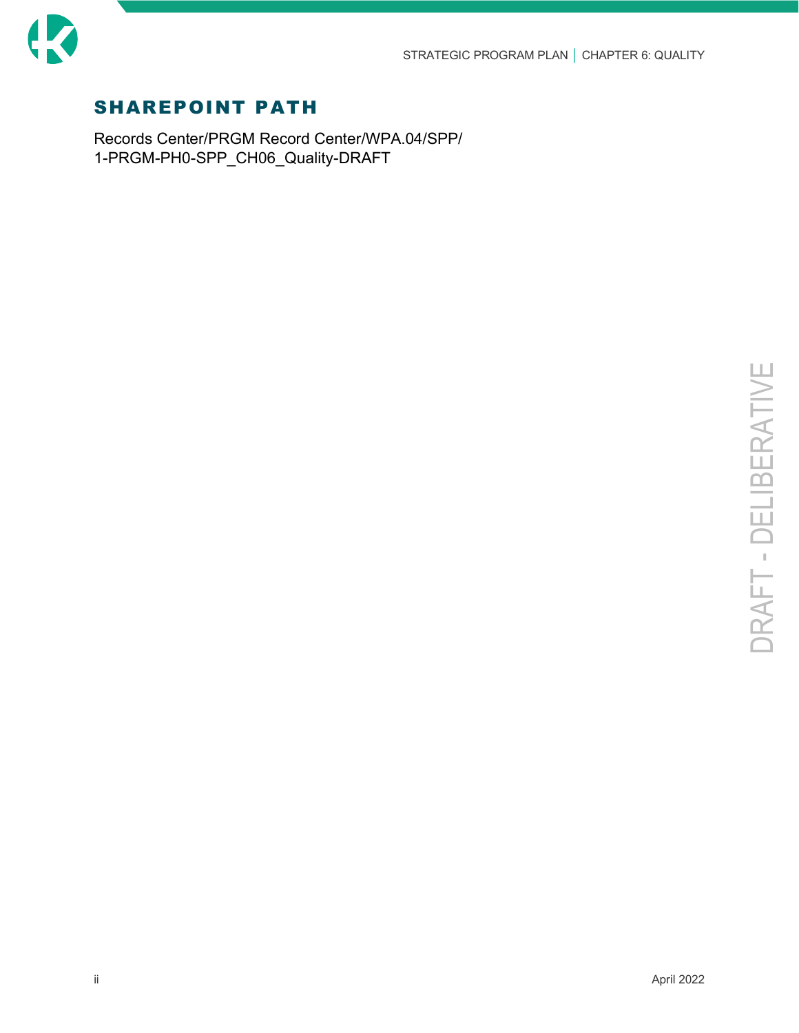## SHAREPOINT PATH

Records Center/PRGM Record Center/WPA.04/SPP/
1-PRGM-PH0-SPP_CH06_Quality-DRAFT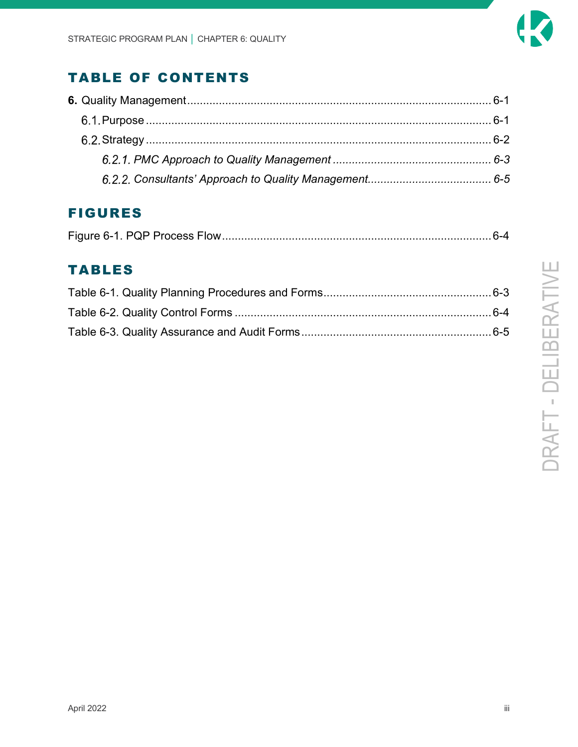## TABLE OF CONTENTS

**6.** Quality Management....................................................................................................6-1

6.1. Purpose ..............................................................................................................................6-1

6.2. Strategy ..............................................................................................................................6-2

*6.2.1. PMC Approach to Quality Management ..................................................6-3*

*6.2.2. Consultants' Approach to Quality Management.......................................6-5*

## FIGURES

Figure 6-1. PQP Process Flow....................................................................................6-4

## TABLES

Table 6-1. Quality Planning Procedures and Forms....................................................6-3

Table 6-2. Quality Control Forms ................................................................................6-4

Table 6-3. Quality Assurance and Audit Forms ............................................................6-5

DRAFT - DELIBERATIVE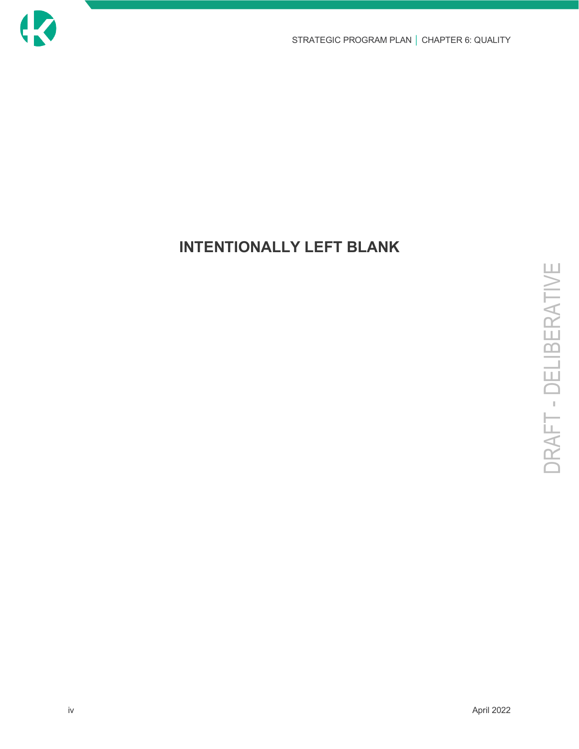**INTENTIONALLY LEFT BLANK**

DRAFT - DELIBERATIVE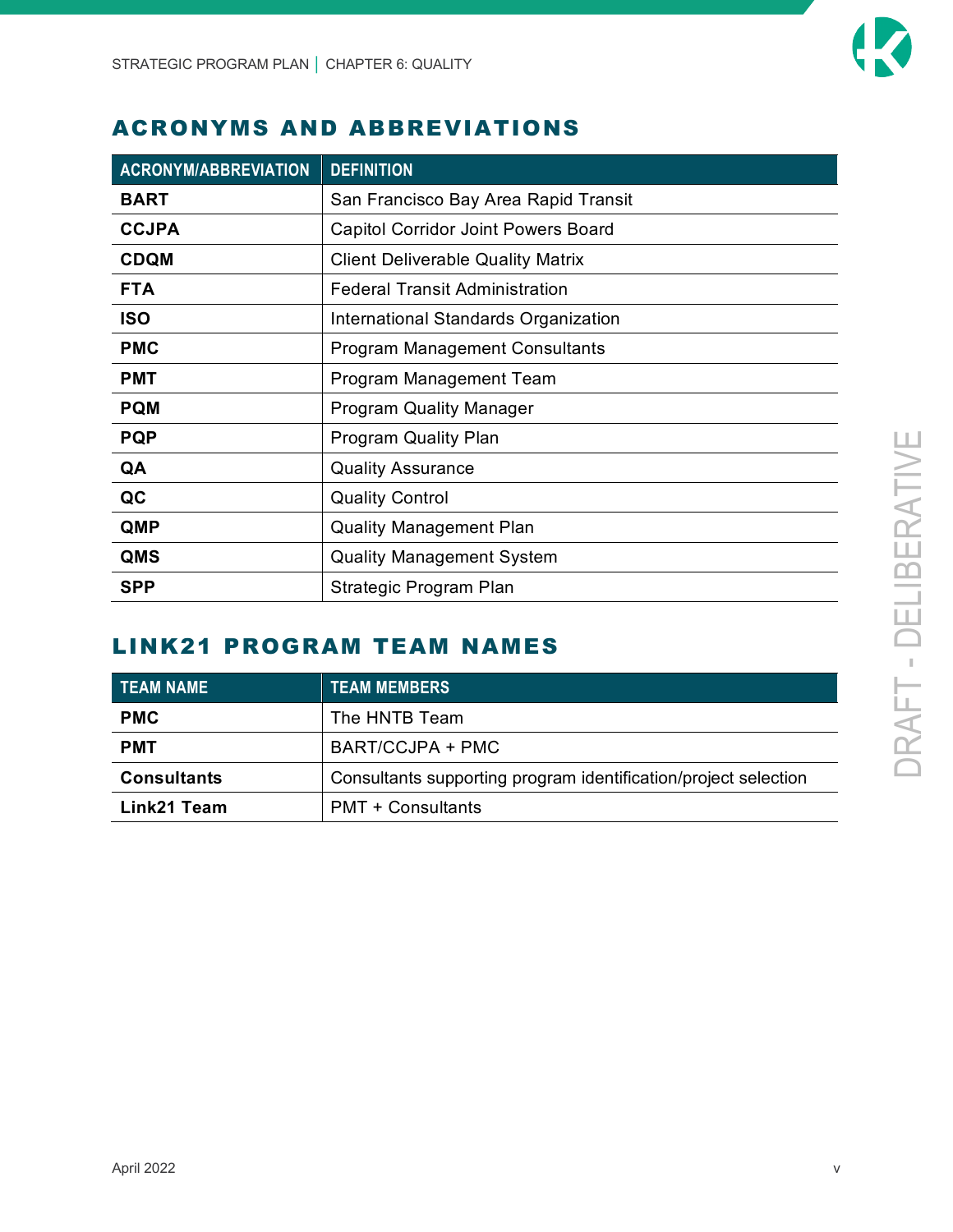## ACRONYMS AND ABBREVIATIONS

| ACRONYM/ABBREVIATION | DEFINITION |
|---|---|
| **BART** | San Francisco Bay Area Rapid Transit |
| **CCJPA** | Capitol Corridor Joint Powers Board |
| **CDQM** | Client Deliverable Quality Matrix |
| **FTA** | Federal Transit Administration |
| **ISO** | International Standards Organization |
| **PMC** | Program Management Consultants |
| **PMT** | Program Management Team |
| **PQM** | Program Quality Manager |
| **PQP** | Program Quality Plan |
| **QA** | Quality Assurance |
| **QC** | Quality Control |
| **QMP** | Quality Management Plan |
| **QMS** | Quality Management System |
| **SPP** | Strategic Program Plan |

## LINK21 PROGRAM TEAM NAMES

| TEAM NAME | TEAM MEMBERS |
|---|---|
| **PMC** | The HNTB Team |
| **PMT** | BART/CCJPA + PMC |
| **Consultants** | Consultants supporting program identification/project selection |
| **Link21 Team** | PMT + Consultants |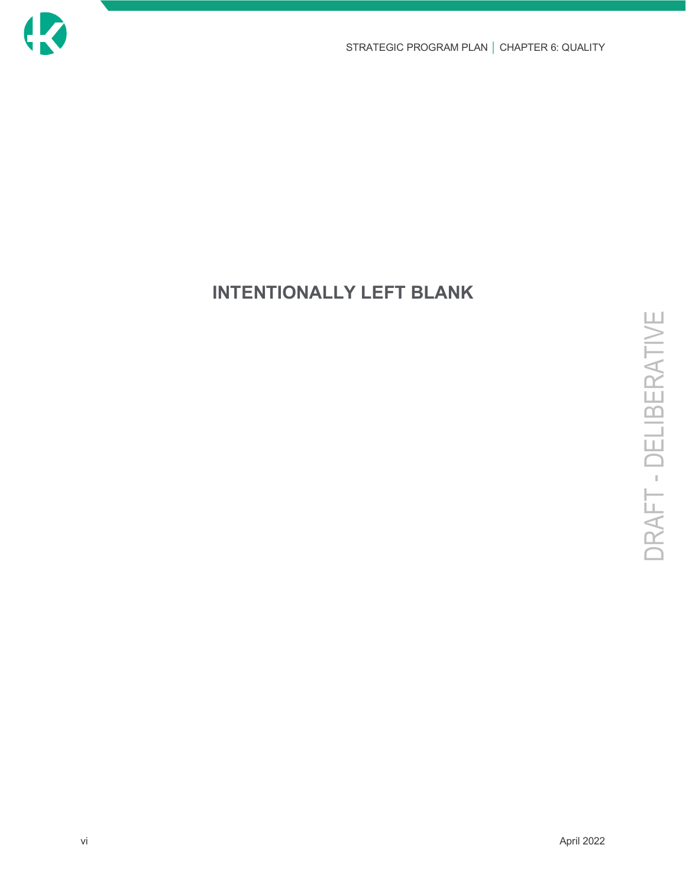**INTENTIONALLY LEFT BLANK**

DRAFT - DELIBERATIVE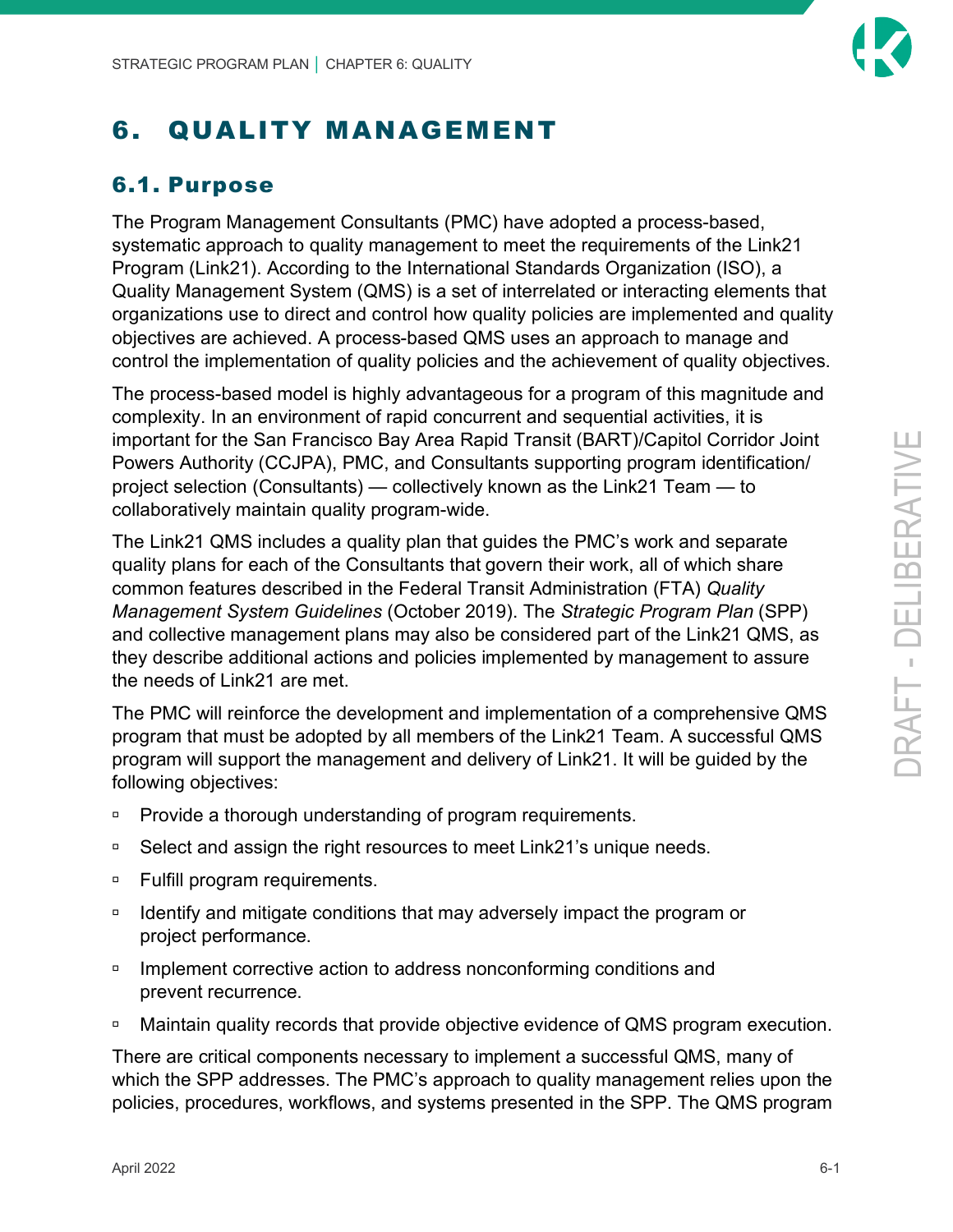# 6. QUALITY MANAGEMENT

## 6.1. Purpose

The Program Management Consultants (PMC) have adopted a process-based, systematic approach to quality management to meet the requirements of the Link21 Program (Link21). According to the International Standards Organization (ISO), a Quality Management System (QMS) is a set of interrelated or interacting elements that organizations use to direct and control how quality policies are implemented and quality objectives are achieved. A process-based QMS uses an approach to manage and control the implementation of quality policies and the achievement of quality objectives.

The process-based model is highly advantageous for a program of this magnitude and complexity. In an environment of rapid concurrent and sequential activities, it is important for the San Francisco Bay Area Rapid Transit (BART)/Capitol Corridor Joint Powers Authority (CCJPA), PMC, and Consultants supporting program identification/ project selection (Consultants) — collectively known as the Link21 Team — to collaboratively maintain quality program-wide.

The Link21 QMS includes a quality plan that guides the PMC's work and separate quality plans for each of the Consultants that govern their work, all of which share common features described in the Federal Transit Administration (FTA) *Quality Management System Guidelines* (October 2019). The *Strategic Program Plan* (SPP) and collective management plans may also be considered part of the Link21 QMS, as they describe additional actions and policies implemented by management to assure the needs of Link21 are met.

The PMC will reinforce the development and implementation of a comprehensive QMS program that must be adopted by all members of the Link21 Team. A successful QMS program will support the management and delivery of Link21. It will be guided by the following objectives:

- Provide a thorough understanding of program requirements.
- Select and assign the right resources to meet Link21's unique needs.
- Fulfill program requirements.
- Identify and mitigate conditions that may adversely impact the program or project performance.
- Implement corrective action to address nonconforming conditions and prevent recurrence.
- Maintain quality records that provide objective evidence of QMS program execution.

There are critical components necessary to implement a successful QMS, many of which the SPP addresses. The PMC's approach to quality management relies upon the policies, procedures, workflows, and systems presented in the SPP. The QMS program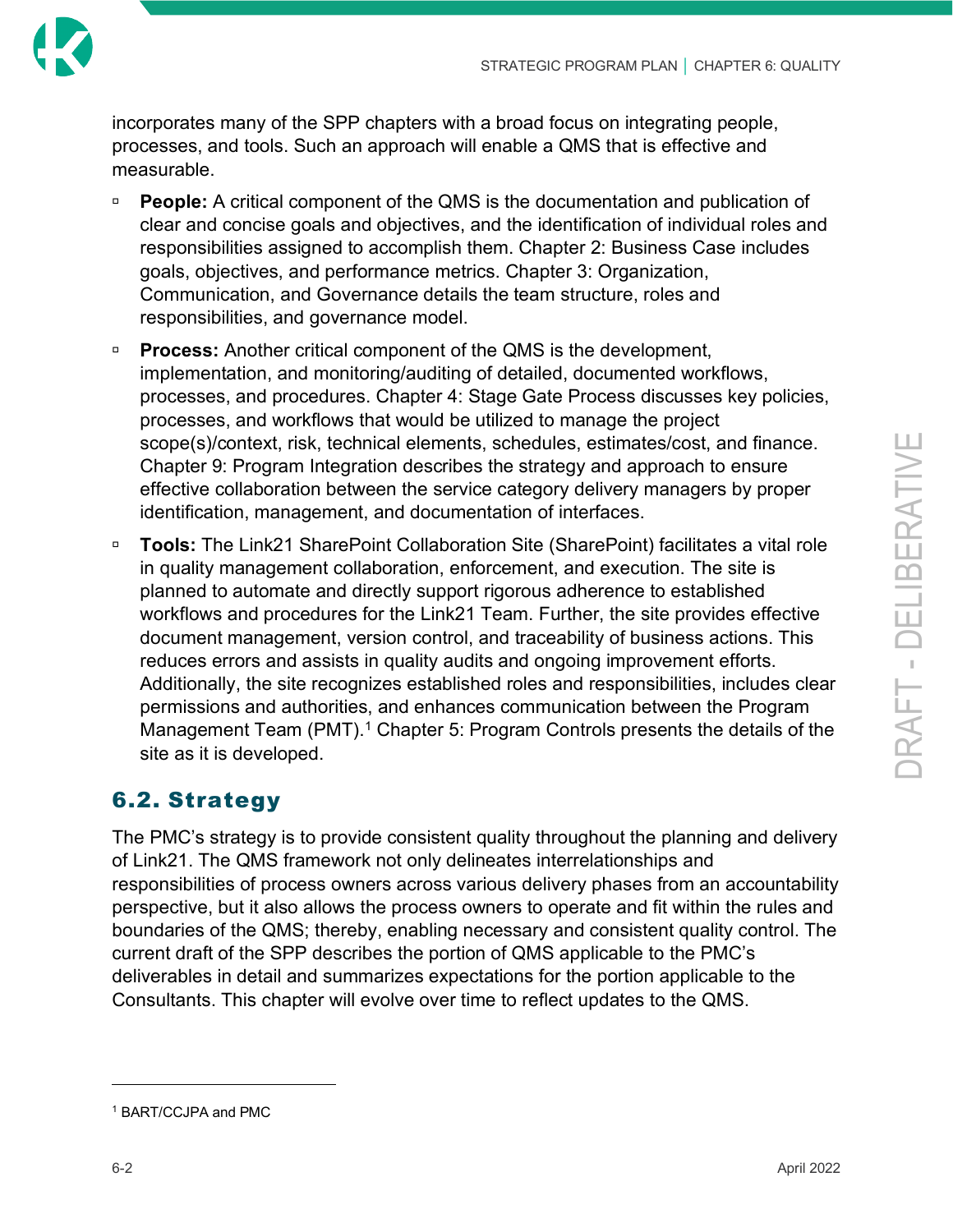incorporates many of the SPP chapters with a broad focus on integrating people, processes, and tools. Such an approach will enable a QMS that is effective and measurable.

- **People:** A critical component of the QMS is the documentation and publication of clear and concise goals and objectives, and the identification of individual roles and responsibilities assigned to accomplish them. Chapter 2: Business Case includes goals, objectives, and performance metrics. Chapter 3: Organization, Communication, and Governance details the team structure, roles and responsibilities, and governance model.
- **Process:** Another critical component of the QMS is the development, implementation, and monitoring/auditing of detailed, documented workflows, processes, and procedures. Chapter 4: Stage Gate Process discusses key policies, processes, and workflows that would be utilized to manage the project scope(s)/context, risk, technical elements, schedules, estimates/cost, and finance. Chapter 9: Program Integration describes the strategy and approach to ensure effective collaboration between the service category delivery managers by proper identification, management, and documentation of interfaces.
- **Tools:** The Link21 SharePoint Collaboration Site (SharePoint) facilitates a vital role in quality management collaboration, enforcement, and execution. The site is planned to automate and directly support rigorous adherence to established workflows and procedures for the Link21 Team. Further, the site provides effective document management, version control, and traceability of business actions. This reduces errors and assists in quality audits and ongoing improvement efforts. Additionally, the site recognizes established roles and responsibilities, includes clear permissions and authorities, and enhances communication between the Program Management Team (PMT).[1] Chapter 5: Program Controls presents the details of the site as it is developed.

## 6.2. Strategy

The PMC's strategy is to provide consistent quality throughout the planning and delivery of Link21. The QMS framework not only delineates interrelationships and responsibilities of process owners across various delivery phases from an accountability perspective, but it also allows the process owners to operate and fit within the rules and boundaries of the QMS; thereby, enabling necessary and consistent quality control. The current draft of the SPP describes the portion of QMS applicable to the PMC's deliverables in detail and summarizes expectations for the portion applicable to the Consultants. This chapter will evolve over time to reflect updates to the QMS.

---

[1] BART/CCJPA and PMC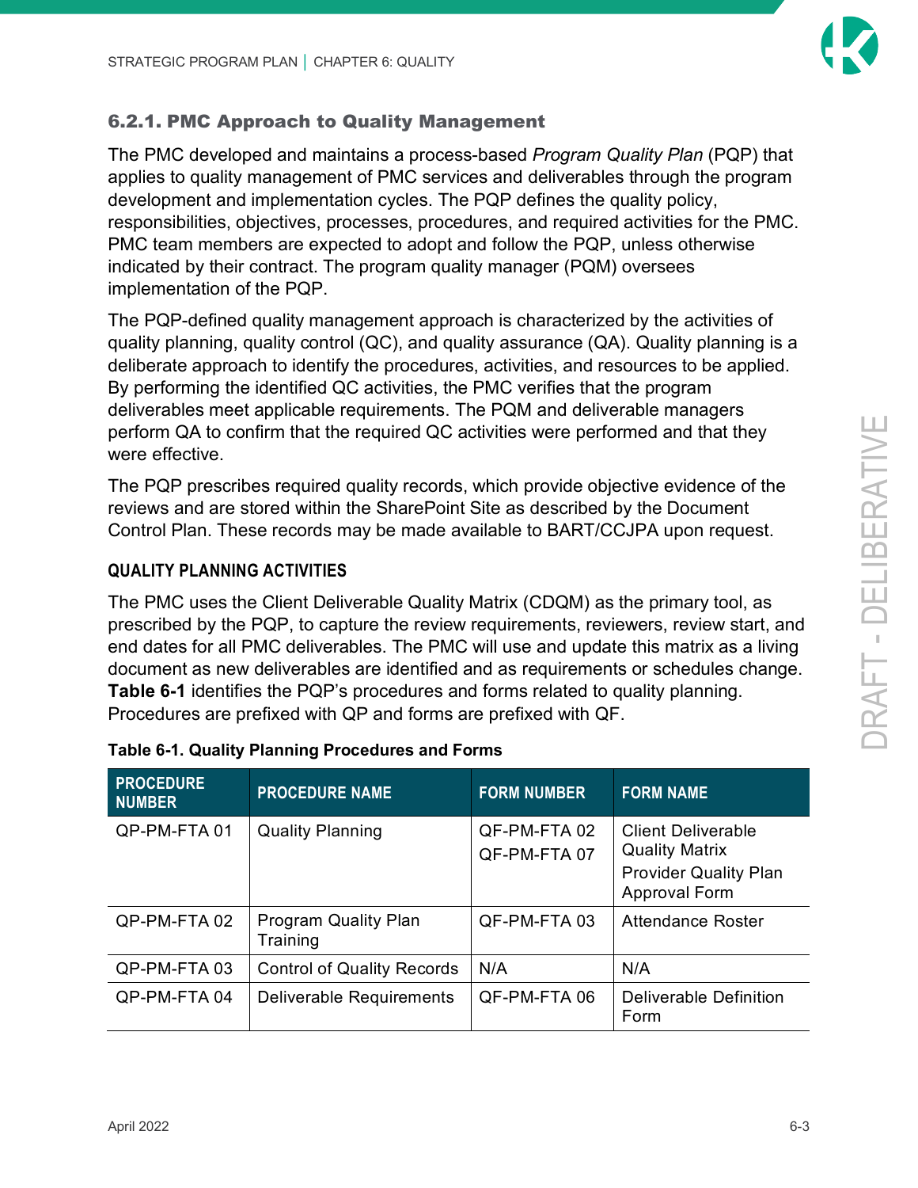### 6.2.1. PMC Approach to Quality Management

The PMC developed and maintains a process-based *Program Quality Plan* (PQP) that applies to quality management of PMC services and deliverables through the program development and implementation cycles. The PQP defines the quality policy, responsibilities, objectives, processes, procedures, and required activities for the PMC. PMC team members are expected to adopt and follow the PQP, unless otherwise indicated by their contract. The program quality manager (PQM) oversees implementation of the PQP.

The PQP-defined quality management approach is characterized by the activities of quality planning, quality control (QC), and quality assurance (QA). Quality planning is a deliberate approach to identify the procedures, activities, and resources to be applied. By performing the identified QC activities, the PMC verifies that the program deliverables meet applicable requirements. The PQM and deliverable managers perform QA to confirm that the required QC activities were performed and that they were effective.

The PQP prescribes required quality records, which provide objective evidence of the reviews and are stored within the SharePoint Site as described by the Document Control Plan. These records may be made available to BART/CCJPA upon request.

#### QUALITY PLANNING ACTIVITIES

The PMC uses the Client Deliverable Quality Matrix (CDQM) as the primary tool, as prescribed by the PQP, to capture the review requirements, reviewers, review start, and end dates for all PMC deliverables. The PMC will use and update this matrix as a living document as new deliverables are identified and as requirements or schedules change. **Table 6-1** identifies the PQP's procedures and forms related to quality planning. Procedures are prefixed with QP and forms are prefixed with QF.

**Table 6-1. Quality Planning Procedures and Forms**

| PROCEDURE NUMBER | PROCEDURE NAME | FORM NUMBER | FORM NAME |
|---|---|---|---|
| QP-PM-FTA 01 | Quality Planning | QF-PM-FTA 02<br>QF-PM-FTA 07 | Client Deliverable Quality Matrix<br>Provider Quality Plan Approval Form |
| QP-PM-FTA 02 | Program Quality Plan Training | QF-PM-FTA 03 | Attendance Roster |
| QP-PM-FTA 03 | Control of Quality Records | N/A | N/A |
| QP-PM-FTA 04 | Deliverable Requirements | QF-PM-FTA 06 | Deliverable Definition Form |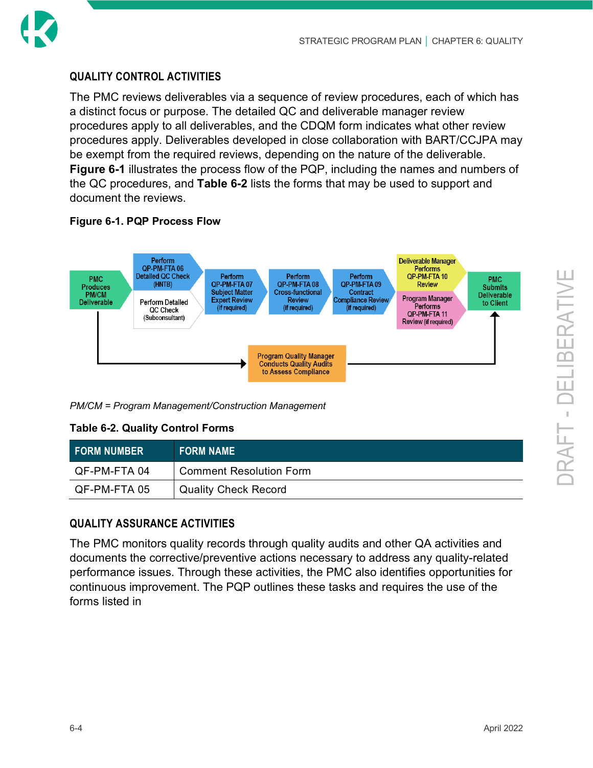### QUALITY CONTROL ACTIVITIES

The PMC reviews deliverables via a sequence of review procedures, each of which has a distinct focus or purpose. The detailed QC and deliverable manager review procedures apply to all deliverables, and the CDQM form indicates what other review procedures apply. Deliverables developed in close collaboration with BART/CCJPA may be exempt from the required reviews, depending on the nature of the deliverable. **Figure 6-1** illustrates the process flow of the PQP, including the names and numbers of the QC procedures, and **Table 6-2** lists the forms that may be used to support and document the reviews.

**Figure 6-1. PQP Process Flow**

PMC Produces PM/CM Deliverable

Perform QP-PM-FTA 06 Detailed QC Check (HNTB)

Perform Detailed QC Check (Subconsultant)

Perform QP-PM-FTA 07 Subject Matter Expert Review (if required)

Perform QP-PM-FTA 08 Cross-functional Review (if required)

Perform QP-PM-FTA 09 Contract Compliance Review (if required)

Deliverable Manager Performs QP-PM-FTA 10 Review

Program Manager Performs QP-PM-FTA 11 Review (if required)

PMC Submits Deliverable to Client

Program Quality Manager Conducts Quality Audits to Assess Compliance

*PM/CM = Program Management/Construction Management*

**Table 6-2. Quality Control Forms**

| FORM NUMBER | FORM NAME |
|---|---|
| QF-PM-FTA 04 | Comment Resolution Form |
| QF-PM-FTA 05 | Quality Check Record |

### QUALITY ASSURANCE ACTIVITIES

The PMC monitors quality records through quality audits and other QA activities and documents the corrective/preventive actions necessary to address any quality-related performance issues. Through these activities, the PMC also identifies opportunities for continuous improvement. The PQP outlines these tasks and requires the use of the forms listed in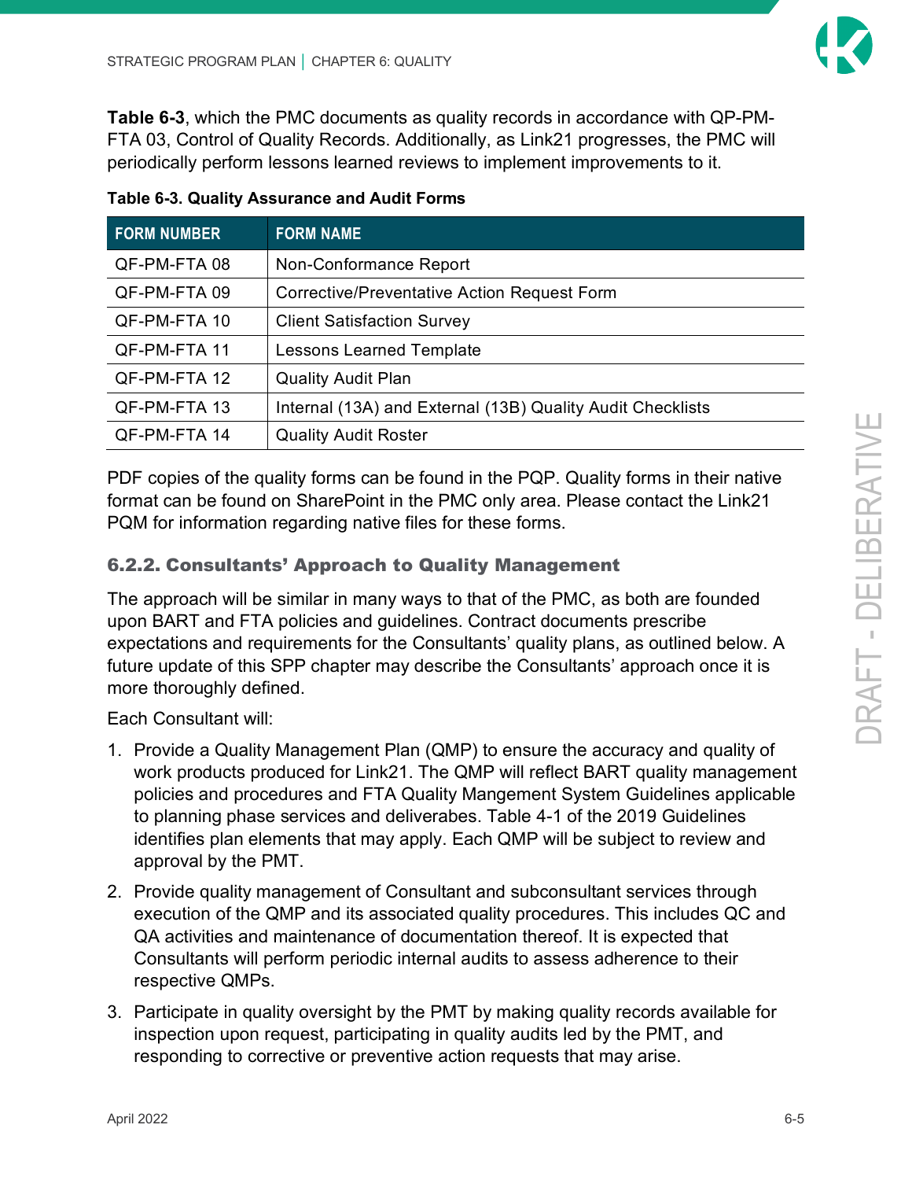**Table 6-3**, which the PMC documents as quality records in accordance with QP-PM-FTA 03, Control of Quality Records. Additionally, as Link21 progresses, the PMC will periodically perform lessons learned reviews to implement improvements to it.

**Table 6-3. Quality Assurance and Audit Forms**

| FORM NUMBER | FORM NAME |
| --- | --- |
| QF-PM-FTA 08 | Non-Conformance Report |
| QF-PM-FTA 09 | Corrective/Preventative Action Request Form |
| QF-PM-FTA 10 | Client Satisfaction Survey |
| QF-PM-FTA 11 | Lessons Learned Template |
| QF-PM-FTA 12 | Quality Audit Plan |
| QF-PM-FTA 13 | Internal (13A) and External (13B) Quality Audit Checklists |
| QF-PM-FTA 14 | Quality Audit Roster |

PDF copies of the quality forms can be found in the PQP. Quality forms in their native format can be found on SharePoint in the PMC only area. Please contact the Link21 PQM for information regarding native files for these forms.

### 6.2.2. Consultants' Approach to Quality Management

The approach will be similar in many ways to that of the PMC, as both are founded upon BART and FTA policies and guidelines. Contract documents prescribe expectations and requirements for the Consultants' quality plans, as outlined below. A future update of this SPP chapter may describe the Consultants' approach once it is more thoroughly defined.

Each Consultant will:

1. Provide a Quality Management Plan (QMP) to ensure the accuracy and quality of work products produced for Link21. The QMP will reflect BART quality management policies and procedures and FTA Quality Mangement System Guidelines applicable to planning phase services and deliverabes. Table 4-1 of the 2019 Guidelines identifies plan elements that may apply. Each QMP will be subject to review and approval by the PMT.
2. Provide quality management of Consultant and subconsultant services through execution of the QMP and its associated quality procedures. This includes QC and QA activities and maintenance of documentation thereof. It is expected that Consultants will perform periodic internal audits to assess adherence to their respective QMPs.
3. Participate in quality oversight by the PMT by making quality records available for inspection upon request, participating in quality audits led by the PMT, and responding to corrective or preventive action requests that may arise.